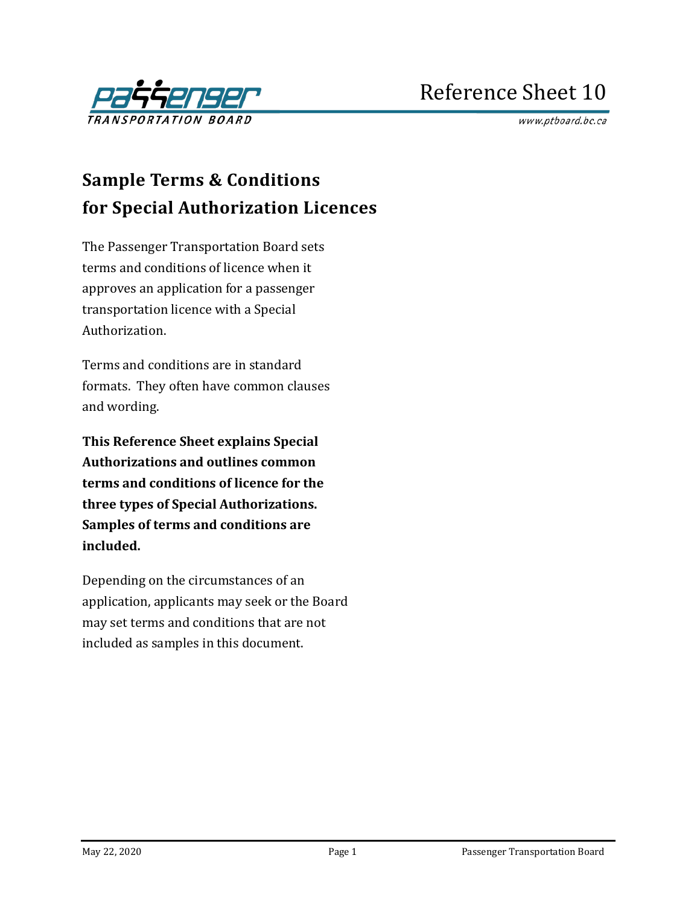Reference Sheet 10

# Sample Terms & Conditions for Special Authorization Licences

The Passenger Transportation Board sets terms and conditions of licence when it approves an application for a passenger transportation licence with a Special Authorization.

Terms and conditions are in standard formats. They often have common clauses and wording.

**This Reference Sheet explains Special Authorizations and outlines common terms and conditions of licence for the three types of Special Authorizations. Samples of terms and conditions are included.**

Depending on the circumstances of an application, applicants may seek or the Board may set terms and conditions that are not included as samples in this document.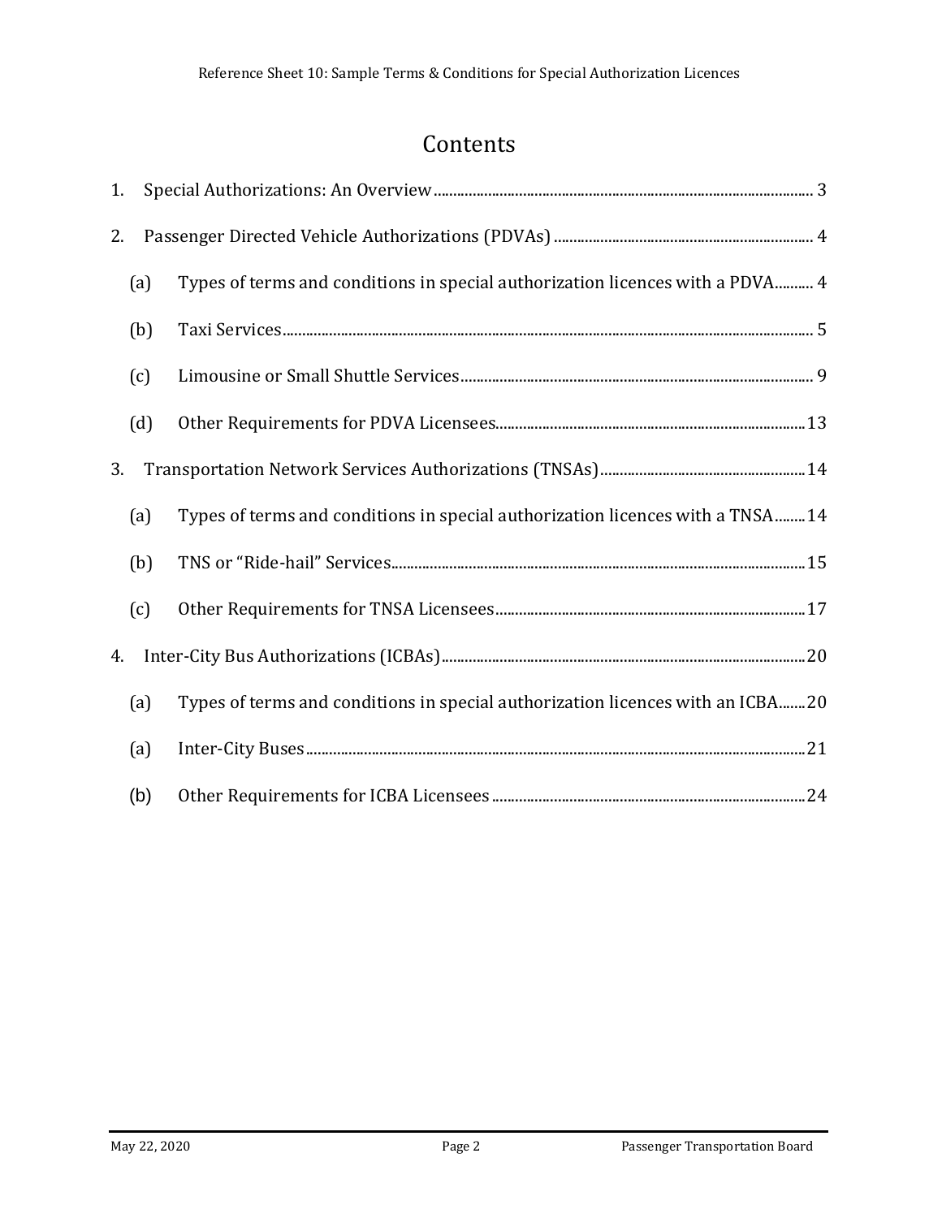# Contents

1. Special Authorizations: An Overview ..... 3
2. Passenger Directed Vehicle Authorizations (PDVAs) ..... 4
   - (a) Types of terms and conditions in special authorization licences with a PDVA ..... 4
   - (b) Taxi Services ..... 5
   - (c) Limousine or Small Shuttle Services ..... 9
   - (d) Other Requirements for PDVA Licensees ..... 13
3. Transportation Network Services Authorizations (TNSAs) ..... 14
   - (a) Types of terms and conditions in special authorization licences with a TNSA ..... 14
   - (b) TNS or “Ride-hail” Services ..... 15
   - (c) Other Requirements for TNSA Licensees ..... 17
4. Inter-City Bus Authorizations (ICBAs) ..... 20
   - (a) Types of terms and conditions in special authorization licences with an ICBA ..... 20
   - (a) Inter-City Buses ..... 21
   - (b) Other Requirements for ICBA Licensees ..... 24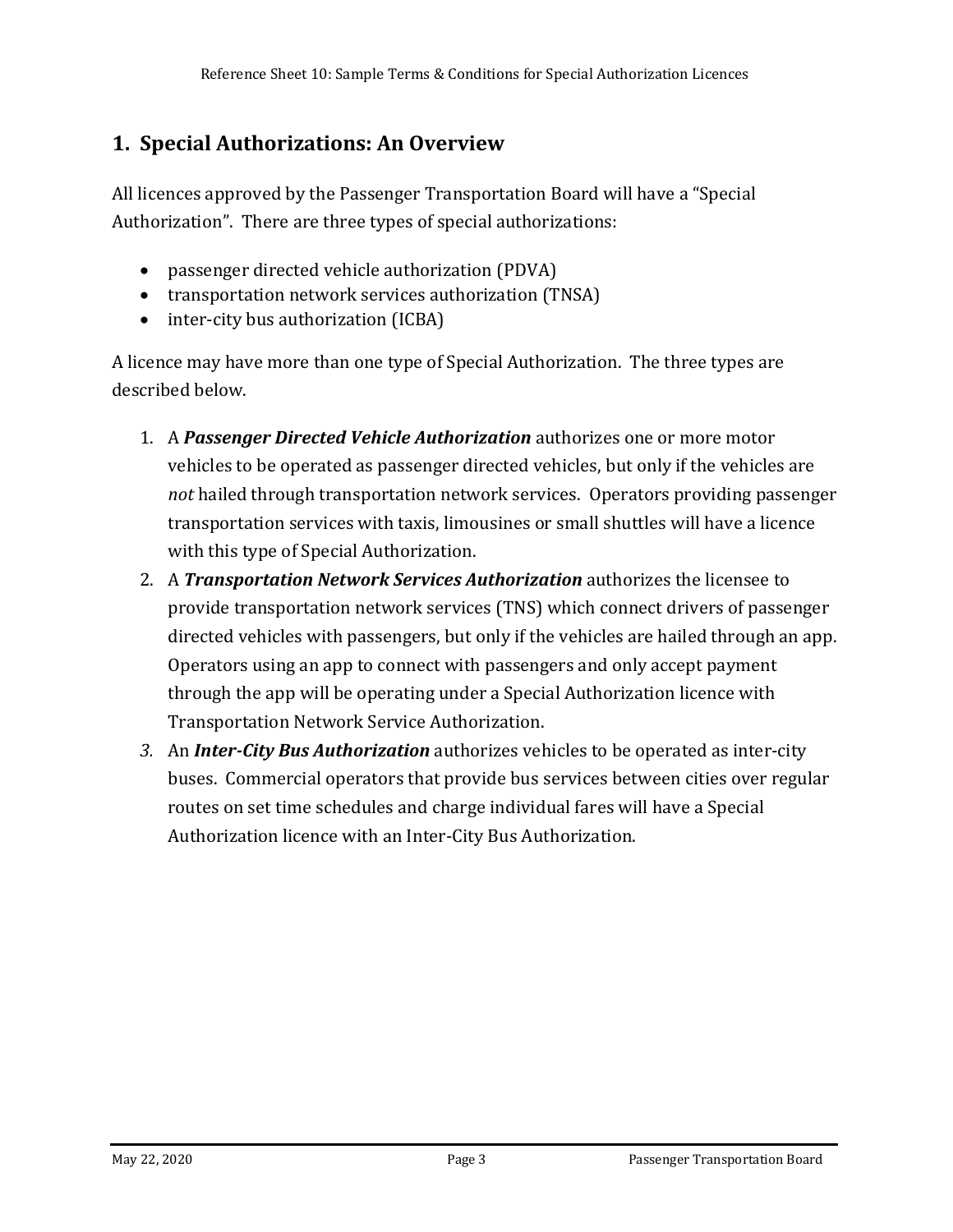## 1. Special Authorizations: An Overview

All licences approved by the Passenger Transportation Board will have a "Special Authorization". There are three types of special authorizations:

- passenger directed vehicle authorization (PDVA)
- transportation network services authorization (TNSA)
- inter-city bus authorization (ICBA)

A licence may have more than one type of Special Authorization. The three types are described below.

1. A ***Passenger Directed Vehicle Authorization*** authorizes one or more motor vehicles to be operated as passenger directed vehicles, but only if the vehicles are *not* hailed through transportation network services. Operators providing passenger transportation services with taxis, limousines or small shuttles will have a licence with this type of Special Authorization.
2. A ***Transportation Network Services Authorization*** authorizes the licensee to provide transportation network services (TNS) which connect drivers of passenger directed vehicles with passengers, but only if the vehicles are hailed through an app. Operators using an app to connect with passengers and only accept payment through the app will be operating under a Special Authorization licence with Transportation Network Service Authorization.
3. An ***Inter-City Bus Authorization*** authorizes vehicles to be operated as inter-city buses. Commercial operators that provide bus services between cities over regular routes on set time schedules and charge individual fares will have a Special Authorization licence with an Inter-City Bus Authorization.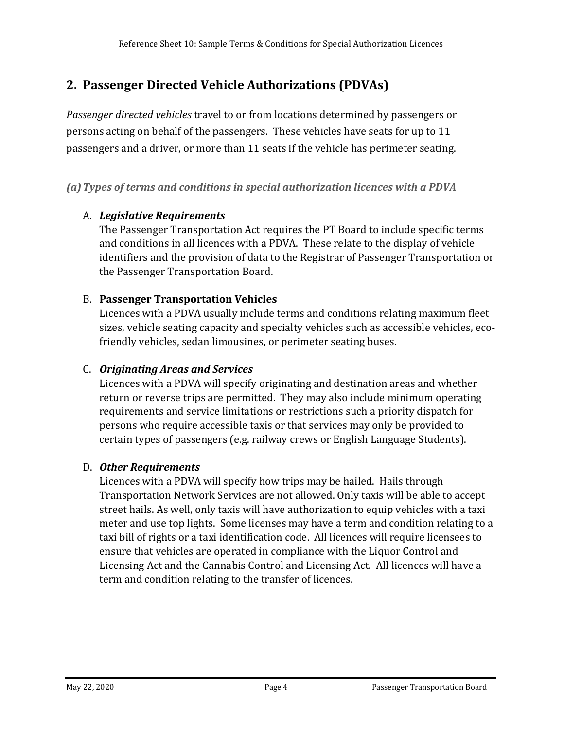## 2. Passenger Directed Vehicle Authorizations (PDVAs)

*Passenger directed vehicles* travel to or from locations determined by passengers or persons acting on behalf of the passengers. These vehicles have seats for up to 11 passengers and a driver, or more than 11 seats if the vehicle has perimeter seating.

### *(a) Types of terms and conditions in special authorization licences with a PDVA*

A. ***Legislative Requirements***
The Passenger Transportation Act requires the PT Board to include specific terms and conditions in all licences with a PDVA. These relate to the display of vehicle identifiers and the provision of data to the Registrar of Passenger Transportation or the Passenger Transportation Board.

B. **Passenger Transportation Vehicles**
Licences with a PDVA usually include terms and conditions relating maximum fleet sizes, vehicle seating capacity and specialty vehicles such as accessible vehicles, eco-friendly vehicles, sedan limousines, or perimeter seating buses.

C. ***Originating Areas and Services***
Licences with a PDVA will specify originating and destination areas and whether return or reverse trips are permitted. They may also include minimum operating requirements and service limitations or restrictions such a priority dispatch for persons who require accessible taxis or that services may only be provided to certain types of passengers (e.g. railway crews or English Language Students).

D. ***Other Requirements***
Licences with a PDVA will specify how trips may be hailed. Hails through Transportation Network Services are not allowed. Only taxis will be able to accept street hails. As well, only taxis will have authorization to equip vehicles with a taxi meter and use top lights. Some licenses may have a term and condition relating to a taxi bill of rights or a taxi identification code. All licences will require licensees to ensure that vehicles are operated in compliance with the Liquor Control and Licensing Act and the Cannabis Control and Licensing Act. All licences will have a term and condition relating to the transfer of licences.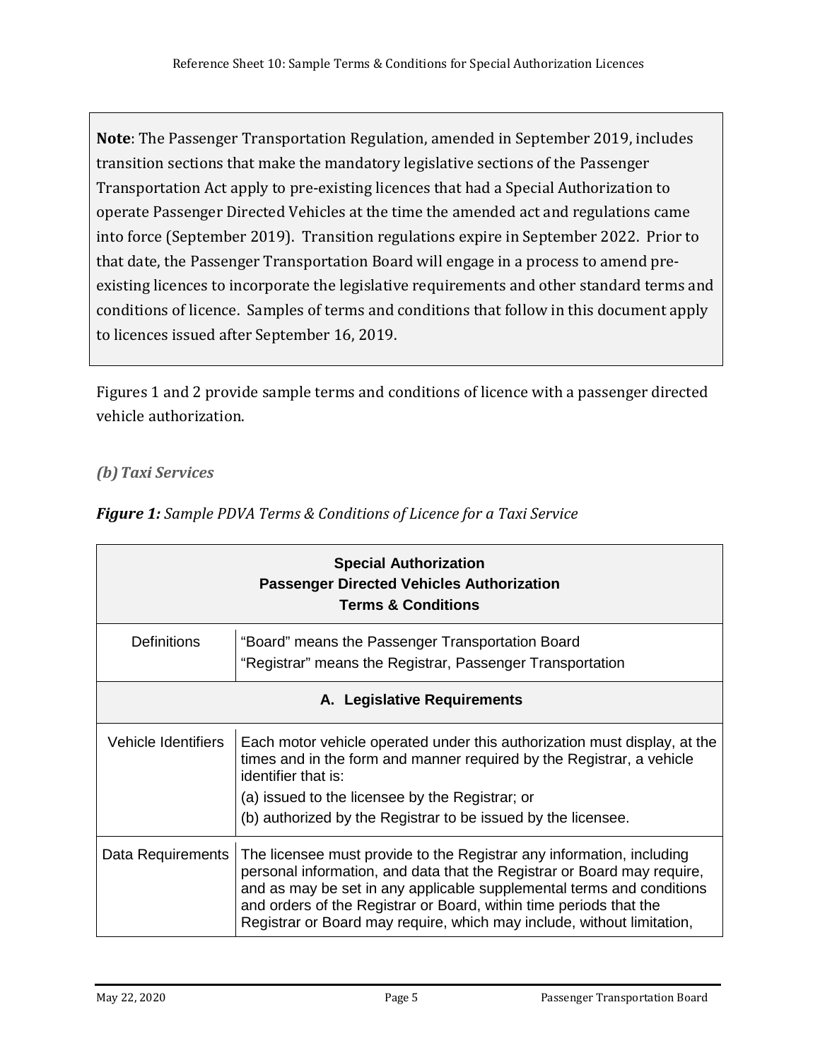**Note**: The Passenger Transportation Regulation, amended in September 2019, includes transition sections that make the mandatory legislative sections of the Passenger Transportation Act apply to pre-existing licences that had a Special Authorization to operate Passenger Directed Vehicles at the time the amended act and regulations came into force (September 2019). Transition regulations expire in September 2022. Prior to that date, the Passenger Transportation Board will engage in a process to amend pre-existing licences to incorporate the legislative requirements and other standard terms and conditions of licence. Samples of terms and conditions that follow in this document apply to licences issued after September 16, 2019.

Figures 1 and 2 provide sample terms and conditions of licence with a passenger directed vehicle authorization.

### *(b) Taxi Services*

***Figure 1:*** *Sample PDVA Terms & Conditions of Licence for a Taxi Service*

| **Special Authorization<br>Passenger Directed Vehicles Authorization<br>Terms & Conditions** | |
|---|---|
| Definitions | "Board" means the Passenger Transportation Board<br>"Registrar" means the Registrar, Passenger Transportation |
| **A. Legislative Requirements** | |
| Vehicle Identifiers | Each motor vehicle operated under this authorization must display, at the times and in the form and manner required by the Registrar, a vehicle identifier that is:<br>(a) issued to the licensee by the Registrar; or<br>(b) authorized by the Registrar to be issued by the licensee. |
| Data Requirements | The licensee must provide to the Registrar any information, including personal information, and data that the Registrar or Board may require, and as may be set in any applicable supplemental terms and conditions and orders of the Registrar or Board, within time periods that the Registrar or Board may require, which may include, without limitation, |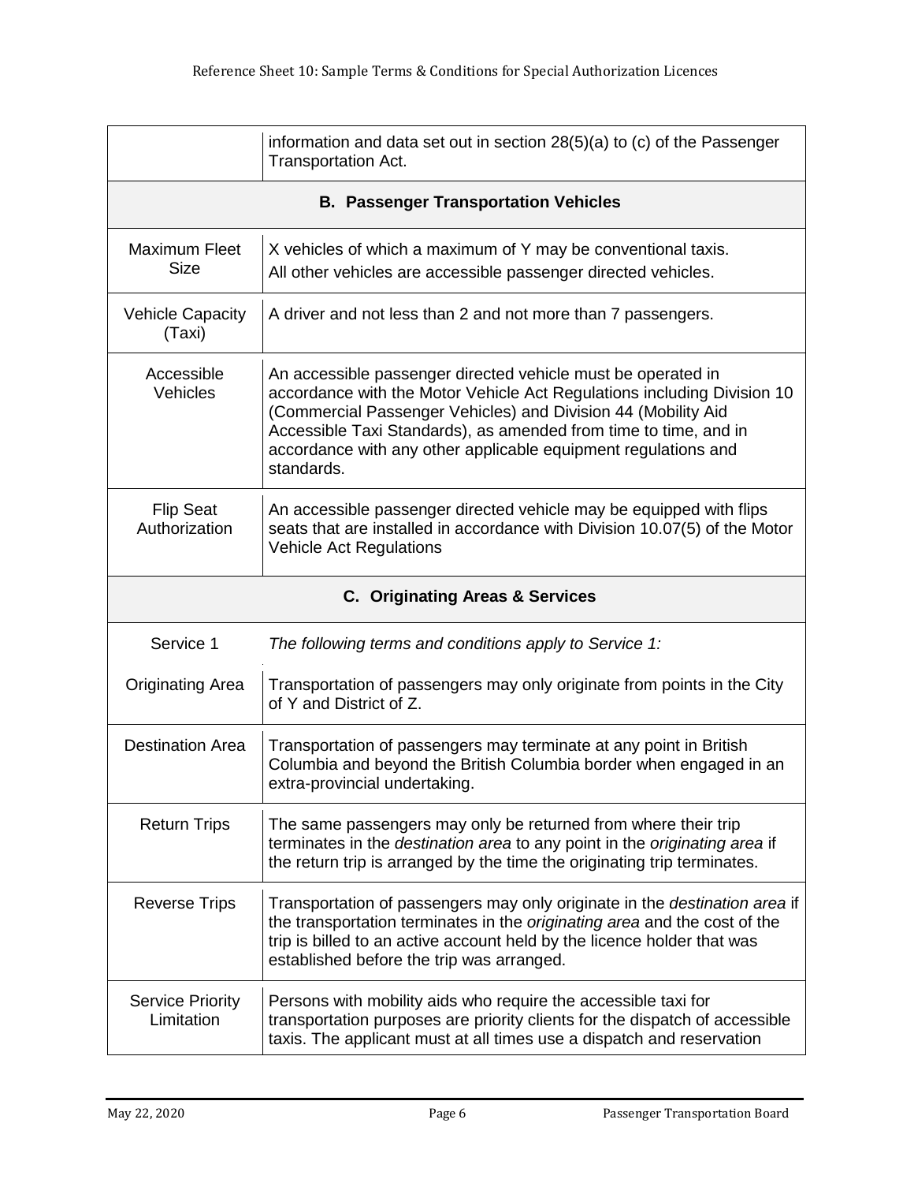| | |
|---|---|
| | information and data set out in section 28(5)(a) to (c) of the Passenger Transportation Act. |
| **B. Passenger Transportation Vehicles** | |
| Maximum Fleet Size | X vehicles of which a maximum of Y may be conventional taxis. All other vehicles are accessible passenger directed vehicles. |
| Vehicle Capacity (Taxi) | A driver and not less than 2 and not more than 7 passengers. |
| Accessible Vehicles | An accessible passenger directed vehicle must be operated in accordance with the Motor Vehicle Act Regulations including Division 10 (Commercial Passenger Vehicles) and Division 44 (Mobility Aid Accessible Taxi Standards), as amended from time to time, and in accordance with any other applicable equipment regulations and standards. |
| Flip Seat Authorization | An accessible passenger directed vehicle may be equipped with flips seats that are installed in accordance with Division 10.07(5) of the Motor Vehicle Act Regulations |
| **C. Originating Areas & Services** | |
| Service 1 | *The following terms and conditions apply to Service 1:* |
| Originating Area | Transportation of passengers may only originate from points in the City of Y and District of Z. |
| Destination Area | Transportation of passengers may terminate at any point in British Columbia and beyond the British Columbia border when engaged in an extra-provincial undertaking. |
| Return Trips | The same passengers may only be returned from where their trip terminates in the *destination area* to any point in the *originating area* if the return trip is arranged by the time the originating trip terminates. |
| Reverse Trips | Transportation of passengers may only originate in the *destination area* if the transportation terminates in the *originating area* and the cost of the trip is billed to an active account held by the licence holder that was established before the trip was arranged. |
| Service Priority Limitation | Persons with mobility aids who require the accessible taxi for transportation purposes are priority clients for the dispatch of accessible taxis. The applicant must at all times use a dispatch and reservation |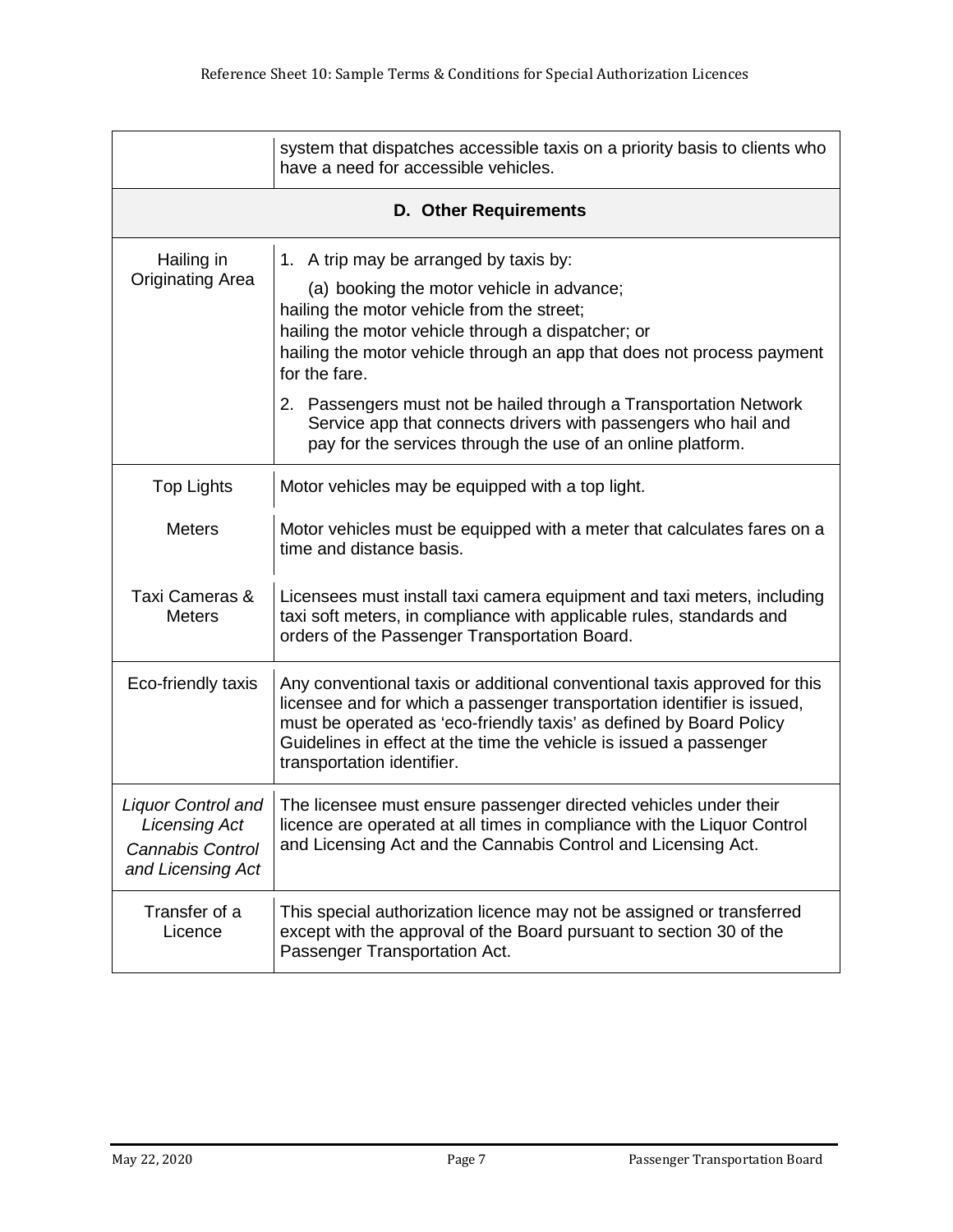| | |
|---|---|
| | system that dispatches accessible taxis on a priority basis to clients who have a need for accessible vehicles. |
| **D. Other Requirements** | |
| Hailing in Originating Area | 1. A trip may be arranged by taxis by:<br>(a) booking the motor vehicle in advance;<br>hailing the motor vehicle from the street;<br>hailing the motor vehicle through a dispatcher; or<br>hailing the motor vehicle through an app that does not process payment for the fare.<br>2. Passengers must not be hailed through a Transportation Network Service app that connects drivers with passengers who hail and pay for the services through the use of an online platform. |
| Top Lights | Motor vehicles may be equipped with a top light. |
| Meters | Motor vehicles must be equipped with a meter that calculates fares on a time and distance basis. |
| Taxi Cameras & Meters | Licensees must install taxi camera equipment and taxi meters, including taxi soft meters, in compliance with applicable rules, standards and orders of the Passenger Transportation Board. |
| Eco-friendly taxis | Any conventional taxis or additional conventional taxis approved for this licensee and for which a passenger transportation identifier is issued, must be operated as 'eco-friendly taxis' as defined by Board Policy Guidelines in effect at the time the vehicle is issued a passenger transportation identifier. |
| *Liquor Control and Licensing Act*<br>*Cannabis Control and Licensing Act* | The licensee must ensure passenger directed vehicles under their licence are operated at all times in compliance with the Liquor Control and Licensing Act and the Cannabis Control and Licensing Act. |
| Transfer of a Licence | This special authorization licence may not be assigned or transferred except with the approval of the Board pursuant to section 30 of the Passenger Transportation Act. |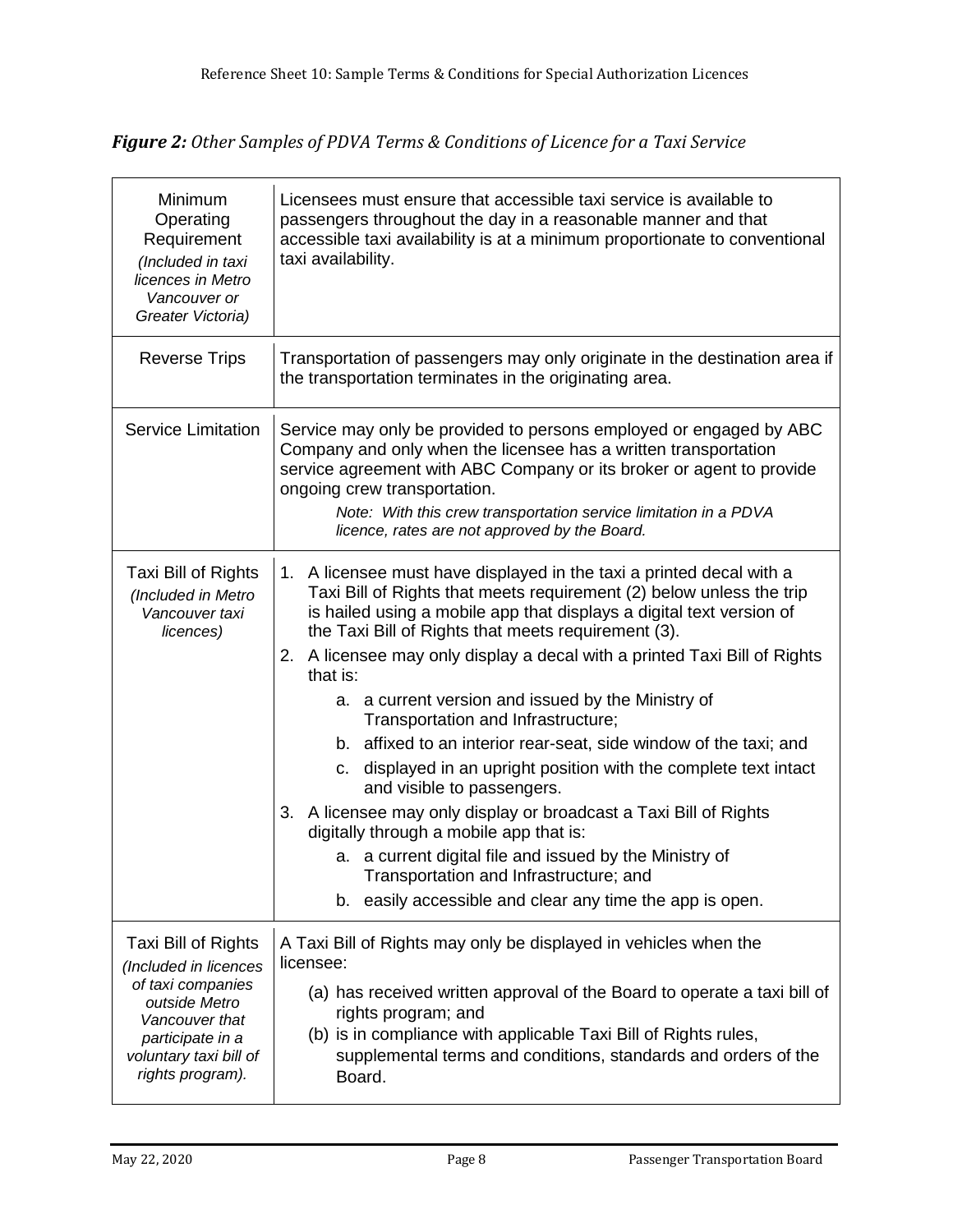***Figure 2:*** *Other Samples of PDVA Terms & Conditions of Licence for a Taxi Service*

| | |
|---|---|
| Minimum Operating Requirement *(Included in taxi licences in Metro Vancouver or Greater Victoria)* | Licensees must ensure that accessible taxi service is available to passengers throughout the day in a reasonable manner and that accessible taxi availability is at a minimum proportionate to conventional taxi availability. |
| Reverse Trips | Transportation of passengers may only originate in the destination area if the transportation terminates in the originating area. |
| Service Limitation | Service may only be provided to persons employed or engaged by ABC Company and only when the licensee has a written transportation service agreement with ABC Company or its broker or agent to provide ongoing crew transportation. <br> *Note: With this crew transportation service limitation in a PDVA licence, rates are not approved by the Board.* |
| Taxi Bill of Rights *(Included in Metro Vancouver taxi licences)* | 1. A licensee must have displayed in the taxi a printed decal with a Taxi Bill of Rights that meets requirement (2) below unless the trip is hailed using a mobile app that displays a digital text version of the Taxi Bill of Rights that meets requirement (3). <br> 2. A licensee may only display a decal with a printed Taxi Bill of Rights that is: <br> a. a current version and issued by the Ministry of Transportation and Infrastructure; <br> b. affixed to an interior rear-seat, side window of the taxi; and <br> c. displayed in an upright position with the complete text intact and visible to passengers. <br> 3. A licensee may only display or broadcast a Taxi Bill of Rights digitally through a mobile app that is: <br> a. a current digital file and issued by the Ministry of Transportation and Infrastructure; and <br> b. easily accessible and clear any time the app is open. |
| Taxi Bill of Rights *(Included in licences of taxi companies outside Metro Vancouver that participate in a voluntary taxi bill of rights program).* | A Taxi Bill of Rights may only be displayed in vehicles when the licensee: <br> (a) has received written approval of the Board to operate a taxi bill of rights program; and <br> (b) is in compliance with applicable Taxi Bill of Rights rules, supplemental terms and conditions, standards and orders of the Board. |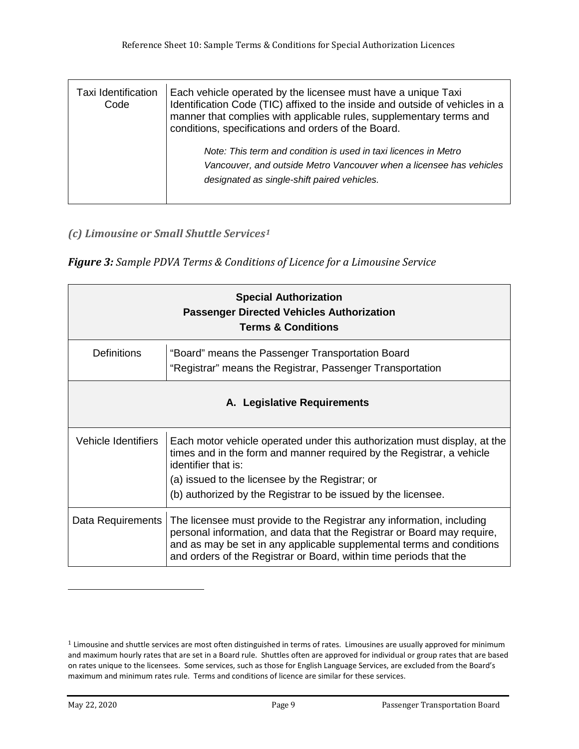| Taxi Identification Code | Each vehicle operated by the licensee must have a unique Taxi Identification Code (TIC) affixed to the inside and outside of vehicles in a manner that complies with applicable rules, supplementary terms and conditions, specifications and orders of the Board.<br><br>*Note: This term and condition is used in taxi licences in Metro Vancouver, and outside Metro Vancouver when a licensee has vehicles designated as single-shift paired vehicles.* |
|---|---|

### *(c) Limousine or Small Shuttle Services*[1]

***Figure 3:*** *Sample PDVA Terms & Conditions of Licence for a Limousine Service*

| **Special Authorization<br>Passenger Directed Vehicles Authorization<br>Terms & Conditions** | |
|---|---|
| Definitions | "Board" means the Passenger Transportation Board<br>"Registrar" means the Registrar, Passenger Transportation |
| **A. Legislative Requirements** | |
| Vehicle Identifiers | Each motor vehicle operated under this authorization must display, at the times and in the form and manner required by the Registrar, a vehicle identifier that is:<br>(a) issued to the licensee by the Registrar; or<br>(b) authorized by the Registrar to be issued by the licensee. |
| Data Requirements | The licensee must provide to the Registrar any information, including personal information, and data that the Registrar or Board may require, and as may be set in any applicable supplemental terms and conditions and orders of the Registrar or Board, within time periods that the |

[1] Limousine and shuttle services are most often distinguished in terms of rates. Limousines are usually approved for minimum and maximum hourly rates that are set in a Board rule. Shuttles often are approved for individual or group rates that are based on rates unique to the licensees. Some services, such as those for English Language Services, are excluded from the Board's maximum and minimum rates rule. Terms and conditions of licence are similar for these services.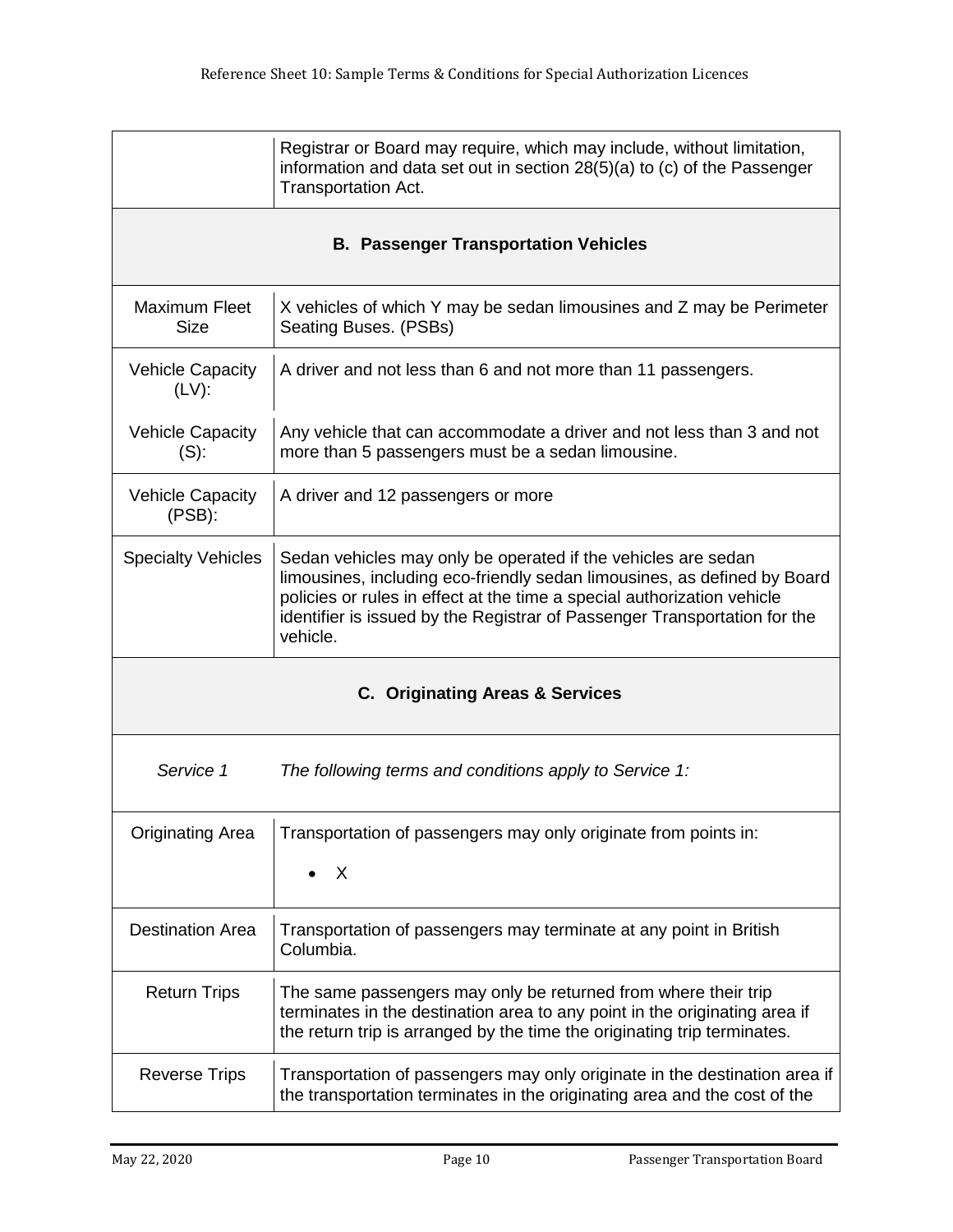| | |
|---|---|
| | Registrar or Board may require, which may include, without limitation, information and data set out in section 28(5)(a) to (c) of the Passenger Transportation Act. |
| **B. Passenger Transportation Vehicles** | |
| Maximum Fleet Size | X vehicles of which Y may be sedan limousines and Z may be Perimeter Seating Buses. (PSBs) |
| Vehicle Capacity (LV): | A driver and not less than 6 and not more than 11 passengers. |
| Vehicle Capacity (S): | Any vehicle that can accommodate a driver and not less than 3 and not more than 5 passengers must be a sedan limousine. |
| Vehicle Capacity (PSB): | A driver and 12 passengers or more |
| Specialty Vehicles | Sedan vehicles may only be operated if the vehicles are sedan limousines, including eco-friendly sedan limousines, as defined by Board policies or rules in effect at the time a special authorization vehicle identifier is issued by the Registrar of Passenger Transportation for the vehicle. |
| **C. Originating Areas & Services** | |
| *Service 1* | *The following terms and conditions apply to Service 1:* |
| Originating Area | Transportation of passengers may only originate from points in:<br>• X |
| Destination Area | Transportation of passengers may terminate at any point in British Columbia. |
| Return Trips | The same passengers may only be returned from where their trip terminates in the destination area to any point in the originating area if the return trip is arranged by the time the originating trip terminates. |
| Reverse Trips | Transportation of passengers may only originate in the destination area if the transportation terminates in the originating area and the cost of the |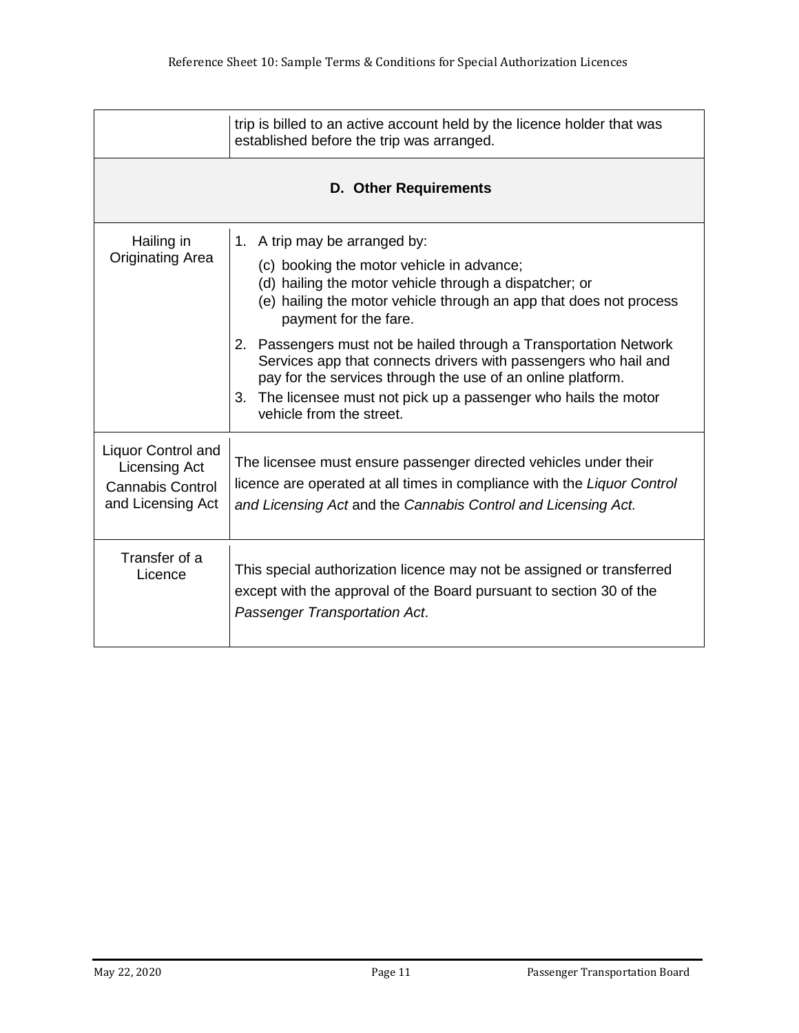| | |
|---|---|
| | trip is billed to an active account held by the licence holder that was established before the trip was arranged. |
| **D. Other Requirements** | |
| Hailing in Originating Area | 1. A trip may be arranged by:<br>(c) booking the motor vehicle in advance;<br>(d) hailing the motor vehicle through a dispatcher; or<br>(e) hailing the motor vehicle through an app that does not process payment for the fare.<br>2. Passengers must not be hailed through a Transportation Network Services app that connects drivers with passengers who hail and pay for the services through the use of an online platform.<br>3. The licensee must not pick up a passenger who hails the motor vehicle from the street. |
| Liquor Control and Licensing Act<br>Cannabis Control and Licensing Act | The licensee must ensure passenger directed vehicles under their licence are operated at all times in compliance with the *Liquor Control and Licensing Act* and the *Cannabis Control and Licensing Act.* |
| Transfer of a Licence | This special authorization licence may not be assigned or transferred except with the approval of the Board pursuant to section 30 of the *Passenger Transportation Act*. |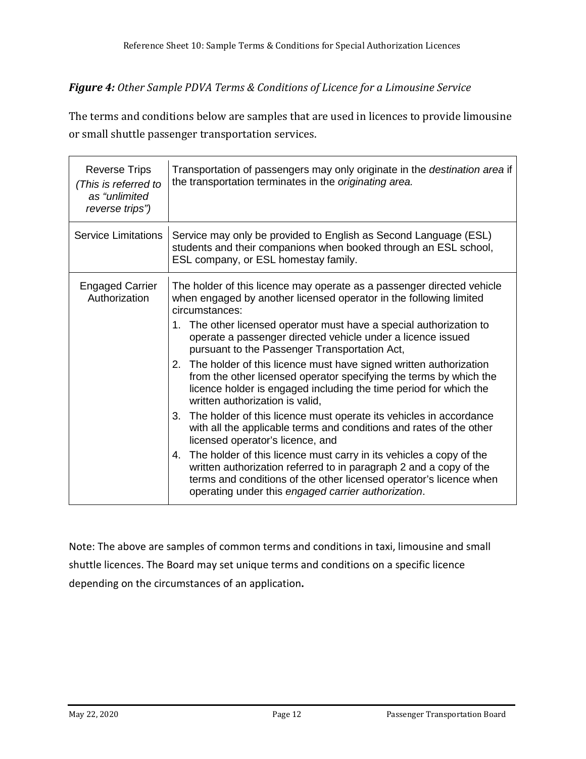***Figure 4:*** *Other Sample PDVA Terms & Conditions of Licence for a Limousine Service*

The terms and conditions below are samples that are used in licences to provide limousine or small shuttle passenger transportation services.

| | |
|---|---|
| Reverse Trips *(This is referred to as "unlimited reverse trips")* | Transportation of passengers may only originate in the *destination area* if the transportation terminates in the *originating area.* |
| Service Limitations | Service may only be provided to English as Second Language (ESL) students and their companions when booked through an ESL school, ESL company, or ESL homestay family. |
| Engaged Carrier Authorization | The holder of this licence may operate as a passenger directed vehicle when engaged by another licensed operator in the following limited circumstances:<br>1. The other licensed operator must have a special authorization to operate a passenger directed vehicle under a licence issued pursuant to the Passenger Transportation Act,<br>2. The holder of this licence must have signed written authorization from the other licensed operator specifying the terms by which the licence holder is engaged including the time period for which the written authorization is valid,<br>3. The holder of this licence must operate its vehicles in accordance with all the applicable terms and conditions and rates of the other licensed operator's licence, and<br>4. The holder of this licence must carry in its vehicles a copy of the written authorization referred to in paragraph 2 and a copy of the terms and conditions of the other licensed operator's licence when operating under this *engaged carrier authorization*. |

Note: The above are samples of common terms and conditions in taxi, limousine and small shuttle licences. The Board may set unique terms and conditions on a specific licence depending on the circumstances of an application**.**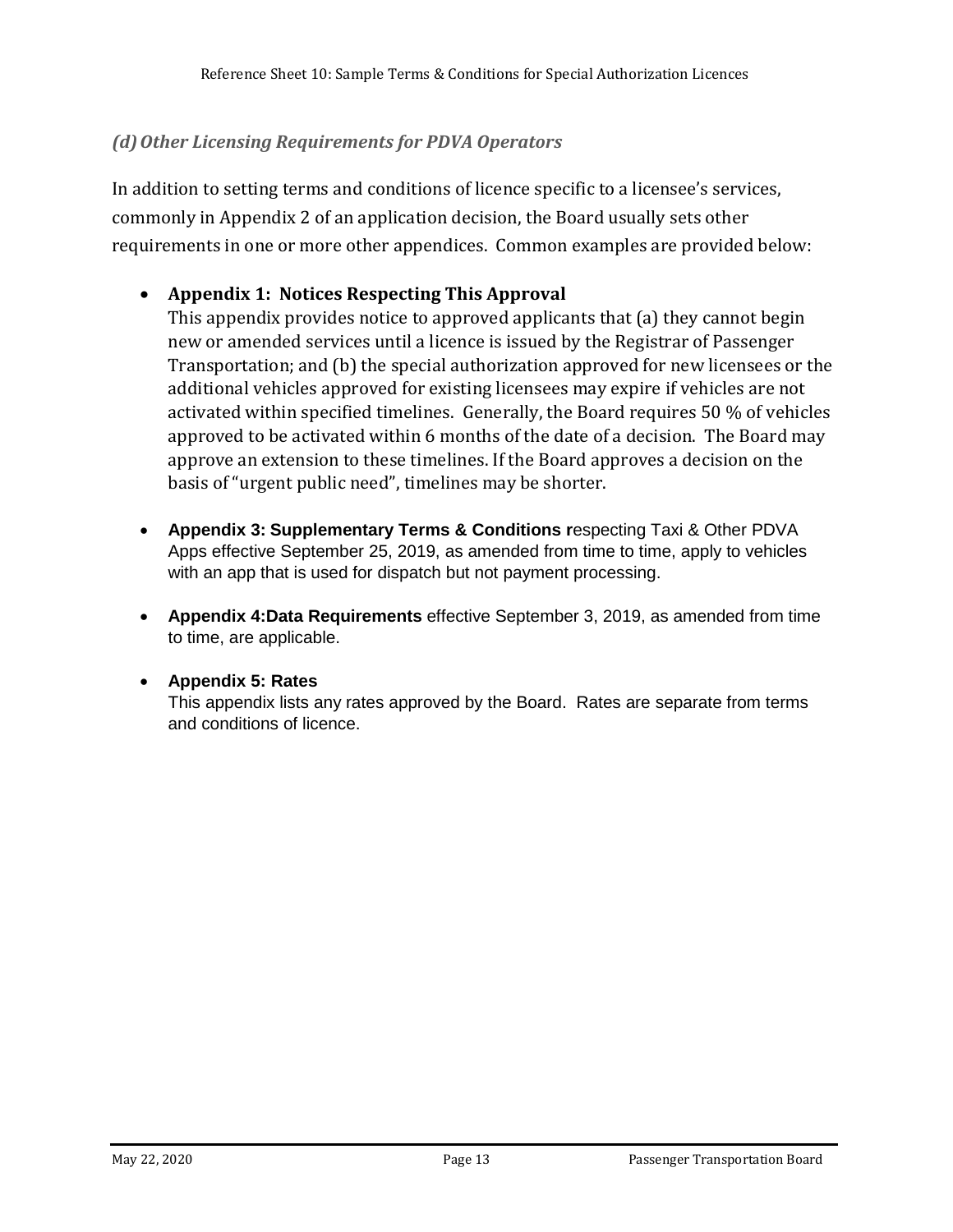### *(d) Other Licensing Requirements for PDVA Operators*

In addition to setting terms and conditions of licence specific to a licensee's services, commonly in Appendix 2 of an application decision, the Board usually sets other requirements in one or more other appendices. Common examples are provided below:

- **Appendix 1: Notices Respecting This Approval**
  This appendix provides notice to approved applicants that (a) they cannot begin new or amended services until a licence is issued by the Registrar of Passenger Transportation; and (b) the special authorization approved for new licensees or the additional vehicles approved for existing licensees may expire if vehicles are not activated within specified timelines. Generally, the Board requires 50 % of vehicles approved to be activated within 6 months of the date of a decision. The Board may approve an extension to these timelines. If the Board approves a decision on the basis of "urgent public need", timelines may be shorter.

- **Appendix 3: Supplementary Terms & Conditions r**especting Taxi & Other PDVA Apps effective September 25, 2019, as amended from time to time, apply to vehicles with an app that is used for dispatch but not payment processing.

- **Appendix 4:Data Requirements** effective September 3, 2019, as amended from time to time, are applicable.

- **Appendix 5: Rates**
  This appendix lists any rates approved by the Board. Rates are separate from terms and conditions of licence.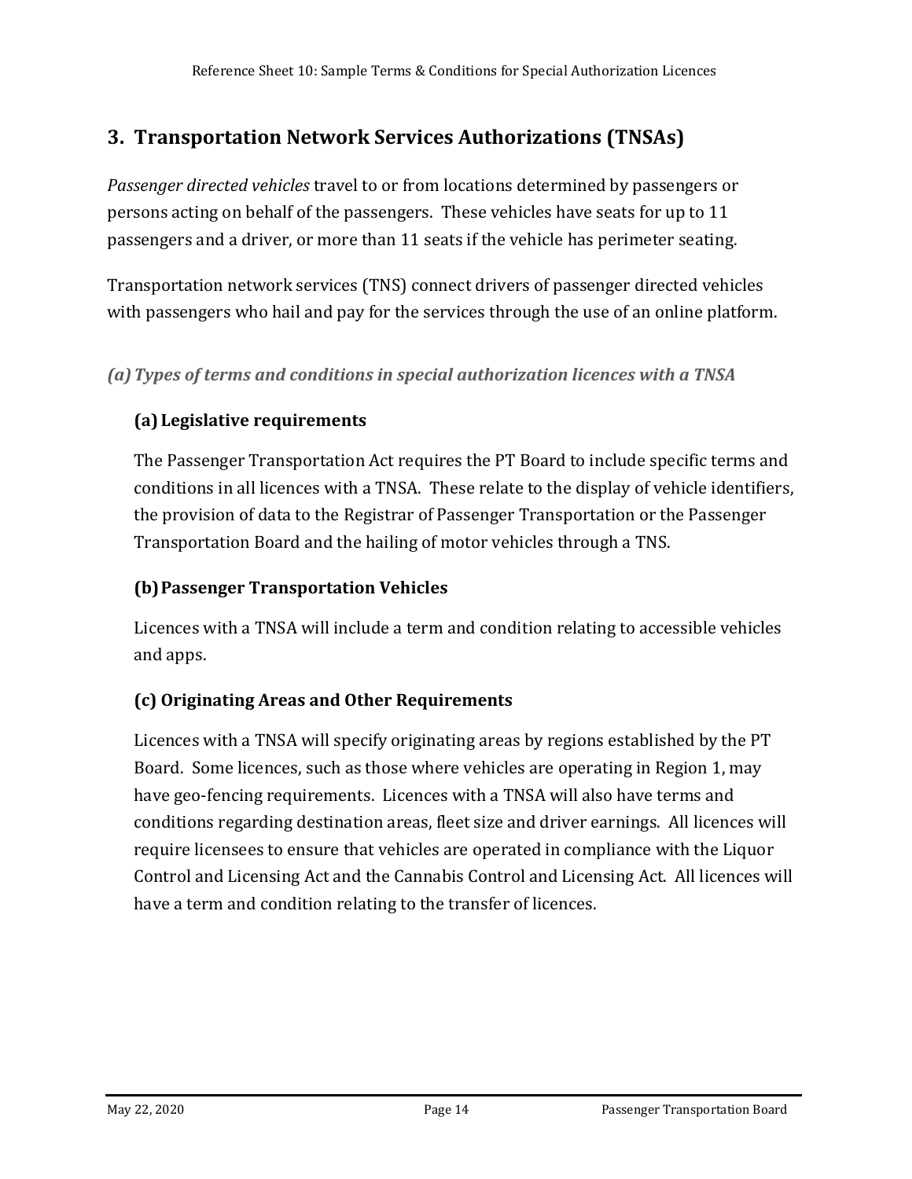## 3. Transportation Network Services Authorizations (TNSAs)

*Passenger directed vehicles* travel to or from locations determined by passengers or persons acting on behalf of the passengers. These vehicles have seats for up to 11 passengers and a driver, or more than 11 seats if the vehicle has perimeter seating.

Transportation network services (TNS) connect drivers of passenger directed vehicles with passengers who hail and pay for the services through the use of an online platform.

### *(a) Types of terms and conditions in special authorization licences with a TNSA*

#### (a) Legislative requirements

The Passenger Transportation Act requires the PT Board to include specific terms and conditions in all licences with a TNSA. These relate to the display of vehicle identifiers, the provision of data to the Registrar of Passenger Transportation or the Passenger Transportation Board and the hailing of motor vehicles through a TNS.

#### (b) Passenger Transportation Vehicles

Licences with a TNSA will include a term and condition relating to accessible vehicles and apps.

#### (c) Originating Areas and Other Requirements

Licences with a TNSA will specify originating areas by regions established by the PT Board. Some licences, such as those where vehicles are operating in Region 1, may have geo-fencing requirements. Licences with a TNSA will also have terms and conditions regarding destination areas, fleet size and driver earnings. All licences will require licensees to ensure that vehicles are operated in compliance with the Liquor Control and Licensing Act and the Cannabis Control and Licensing Act. All licences will have a term and condition relating to the transfer of licences.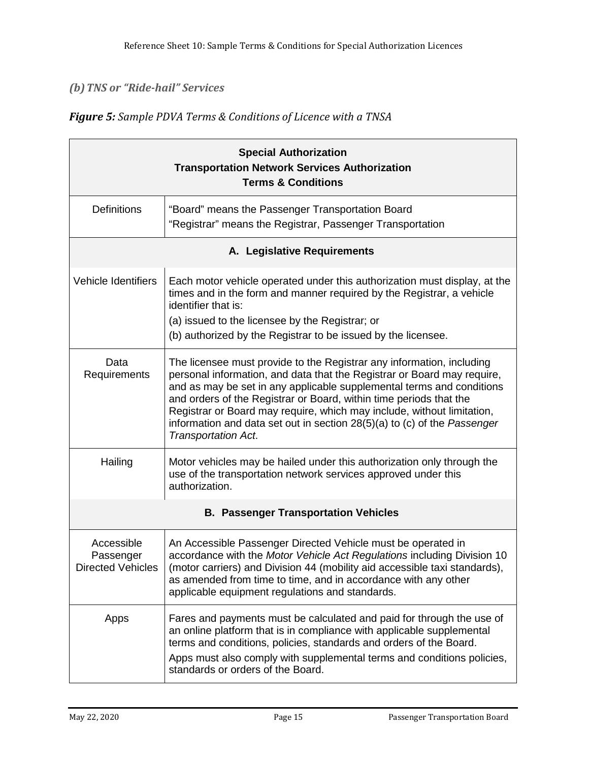### *(b) TNS or "Ride-hail" Services*

***Figure 5:*** *Sample PDVA Terms & Conditions of Licence with a TNSA*

| **Special Authorization<br>Transportation Network Services Authorization<br>Terms & Conditions** | |
|---|---|
| Definitions | "Board" means the Passenger Transportation Board<br>"Registrar" means the Registrar, Passenger Transportation |
| **A. Legislative Requirements** | |
| Vehicle Identifiers | Each motor vehicle operated under this authorization must display, at the times and in the form and manner required by the Registrar, a vehicle identifier that is:<br>(a) issued to the licensee by the Registrar; or<br>(b) authorized by the Registrar to be issued by the licensee. |
| Data Requirements | The licensee must provide to the Registrar any information, including personal information, and data that the Registrar or Board may require, and as may be set in any applicable supplemental terms and conditions and orders of the Registrar or Board, within time periods that the Registrar or Board may require, which may include, without limitation, information and data set out in section 28(5)(a) to (c) of the *Passenger Transportation Act*. |
| Hailing | Motor vehicles may be hailed under this authorization only through the use of the transportation network services approved under this authorization. |
| **B. Passenger Transportation Vehicles** | |
| Accessible Passenger Directed Vehicles | An Accessible Passenger Directed Vehicle must be operated in accordance with the *Motor Vehicle Act Regulations* including Division 10 (motor carriers) and Division 44 (mobility aid accessible taxi standards), as amended from time to time, and in accordance with any other applicable equipment regulations and standards. |
| Apps | Fares and payments must be calculated and paid for through the use of an online platform that is in compliance with applicable supplemental terms and conditions, policies, standards and orders of the Board.<br>Apps must also comply with supplemental terms and conditions policies, standards or orders of the Board. |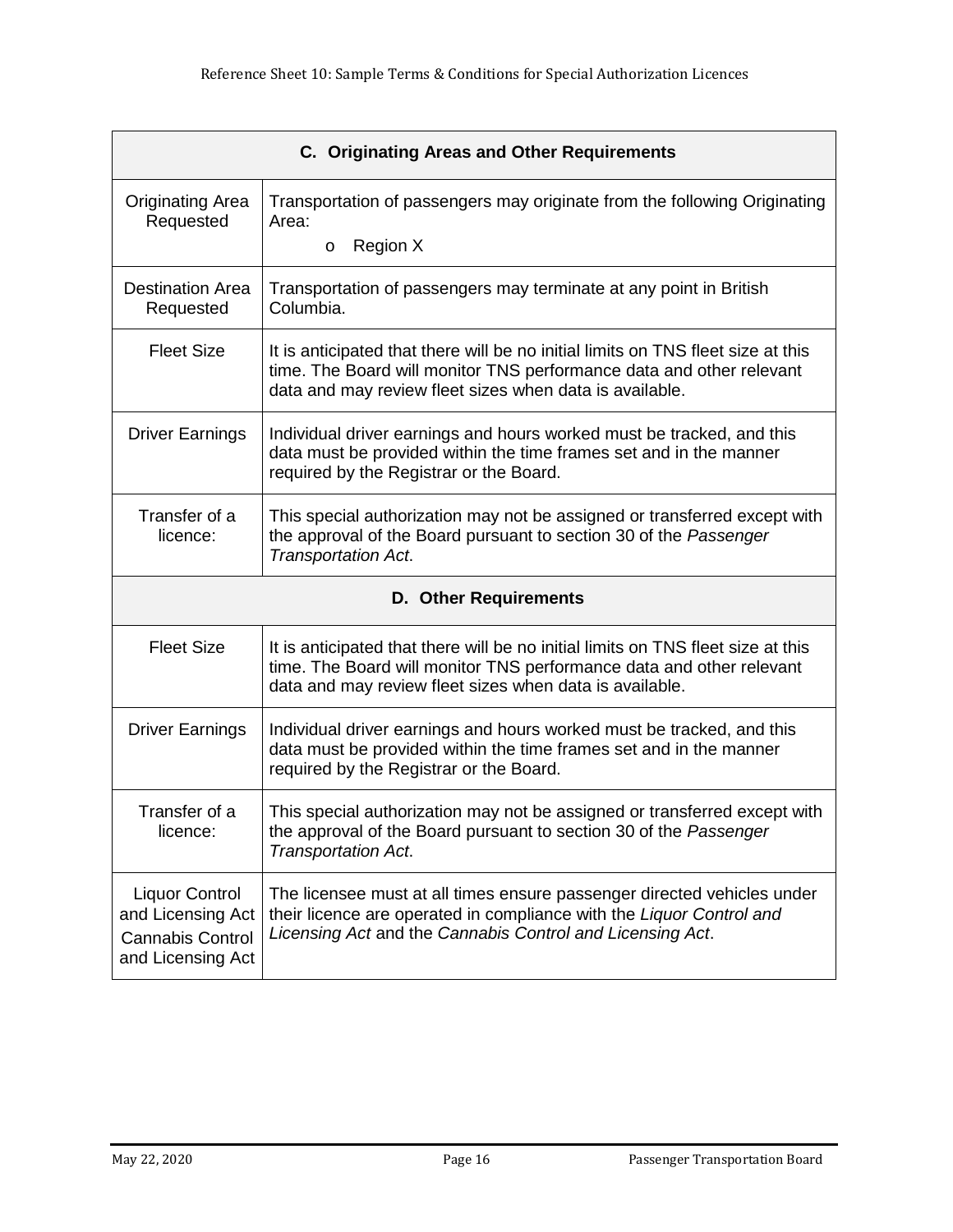| C. Originating Areas and Other Requirements | |
|---|---|
| Originating Area Requested | Transportation of passengers may originate from the following Originating Area:<br>o Region X |
| Destination Area Requested | Transportation of passengers may terminate at any point in British Columbia. |
| Fleet Size | It is anticipated that there will be no initial limits on TNS fleet size at this time. The Board will monitor TNS performance data and other relevant data and may review fleet sizes when data is available. |
| Driver Earnings | Individual driver earnings and hours worked must be tracked, and this data must be provided within the time frames set and in the manner required by the Registrar or the Board. |
| Transfer of a licence: | This special authorization may not be assigned or transferred except with the approval of the Board pursuant to section 30 of the *Passenger Transportation Act*. |

| D. Other Requirements | |
|---|---|
| Fleet Size | It is anticipated that there will be no initial limits on TNS fleet size at this time. The Board will monitor TNS performance data and other relevant data and may review fleet sizes when data is available. |
| Driver Earnings | Individual driver earnings and hours worked must be tracked, and this data must be provided within the time frames set and in the manner required by the Registrar or the Board. |
| Transfer of a licence: | This special authorization may not be assigned or transferred except with the approval of the Board pursuant to section 30 of the *Passenger Transportation Act*. |
| Liquor Control and Licensing Act Cannabis Control and Licensing Act | The licensee must at all times ensure passenger directed vehicles under their licence are operated in compliance with the *Liquor Control and Licensing Act* and the *Cannabis Control and Licensing Act*. |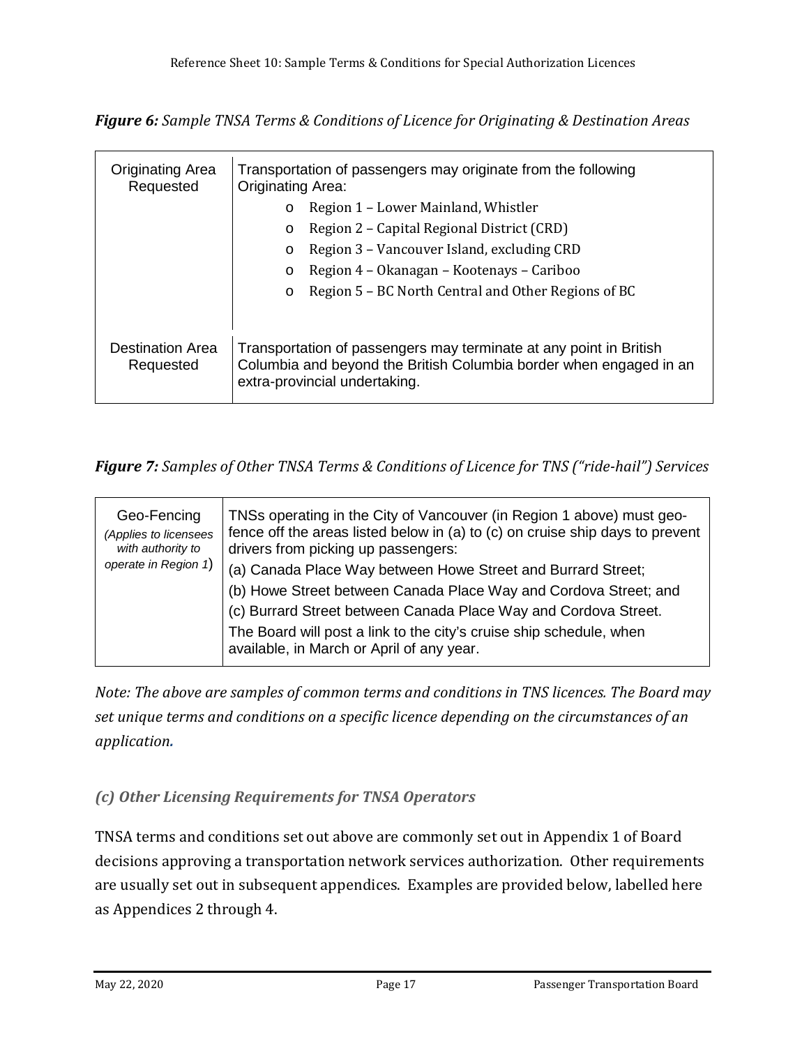*__Figure 6:__ Sample TNSA Terms & Conditions of Licence for Originating & Destination Areas*

| | |
|---|---|
| Originating Area Requested | Transportation of passengers may originate from the following Originating Area:<br>o Region 1 – Lower Mainland, Whistler<br>o Region 2 – Capital Regional District (CRD)<br>o Region 3 – Vancouver Island, excluding CRD<br>o Region 4 – Okanagan – Kootenays – Cariboo<br>o Region 5 – BC North Central and Other Regions of BC |
| Destination Area Requested | Transportation of passengers may terminate at any point in British Columbia and beyond the British Columbia border when engaged in an extra-provincial undertaking. |

*__Figure 7:__ Samples of Other TNSA Terms & Conditions of Licence for TNS ("ride-hail") Services*

| | |
|---|---|
| Geo-Fencing<br>*(Applies to licensees with authority to operate in Region 1)* | TNSs operating in the City of Vancouver (in Region 1 above) must geo-fence off the areas listed below in (a) to (c) on cruise ship days to prevent drivers from picking up passengers:<br>(a) Canada Place Way between Howe Street and Burrard Street;<br>(b) Howe Street between Canada Place Way and Cordova Street; and<br>(c) Burrard Street between Canada Place Way and Cordova Street.<br>The Board will post a link to the city's cruise ship schedule, when available, in March or April of any year. |

*Note: The above are samples of common terms and conditions in TNS licences. The Board may set unique terms and conditions on a specific licence depending on the circumstances of an application.*

### *(c) Other Licensing Requirements for TNSA Operators*

TNSA terms and conditions set out above are commonly set out in Appendix 1 of Board decisions approving a transportation network services authorization. Other requirements are usually set out in subsequent appendices. Examples are provided below, labelled here as Appendices 2 through 4.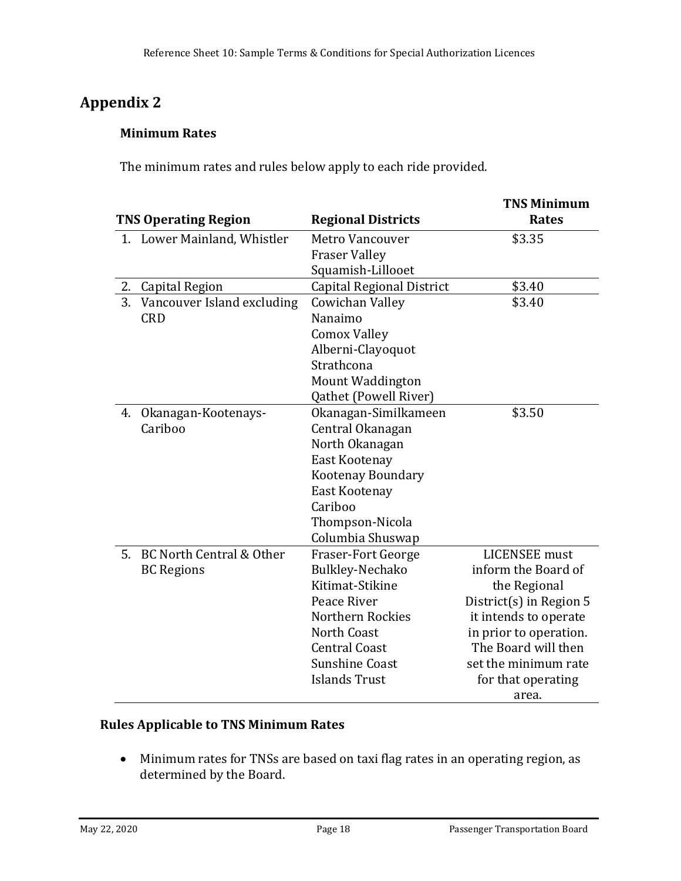## Appendix 2

### Minimum Rates

The minimum rates and rules below apply to each ride provided.

| TNS Operating Region | Regional Districts | TNS Minimum Rates |
|---|---|---|
| 1. Lower Mainland, Whistler | Metro Vancouver<br>Fraser Valley<br>Squamish-Lillooet | $3.35 |
| 2. Capital Region | Capital Regional District | $3.40 |
| 3. Vancouver Island excluding CRD | Cowichan Valley<br>Nanaimo<br>Comox Valley<br>Alberni-Clayoquot<br>Strathcona<br>Mount Waddington<br>Qathet (Powell River) | $3.40 |
| 4. Okanagan-Kootenays-Cariboo | Okanagan-Similkameen<br>Central Okanagan<br>North Okanagan<br>East Kootenay<br>Kootenay Boundary<br>East Kootenay<br>Cariboo<br>Thompson-Nicola<br>Columbia Shuswap | $3.50 |
| 5. BC North Central & Other BC Regions | Fraser-Fort George<br>Bulkley-Nechako<br>Kitimat-Stikine<br>Peace River<br>Northern Rockies<br>North Coast<br>Central Coast<br>Sunshine Coast<br>Islands Trust | LICENSEE must inform the Board of the Regional District(s) in Region 5 it intends to operate in prior to operation. The Board will then set the minimum rate for that operating area. |

### Rules Applicable to TNS Minimum Rates

- Minimum rates for TNSs are based on taxi flag rates in an operating region, as determined by the Board.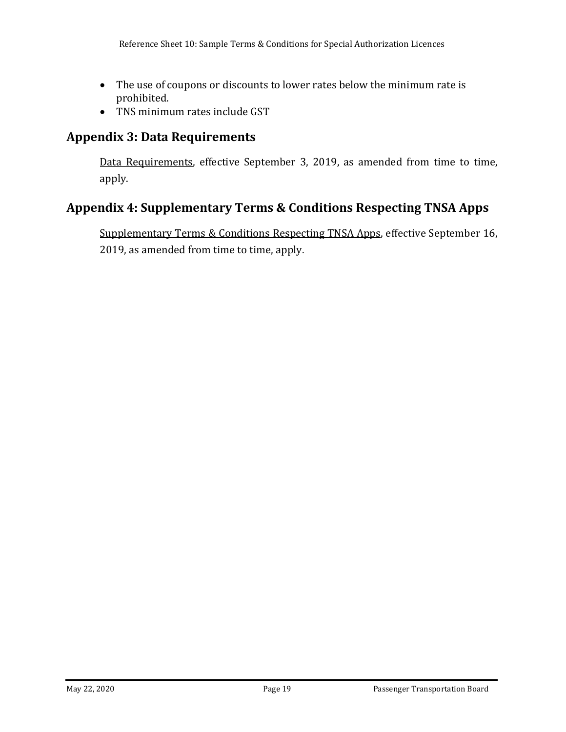- The use of coupons or discounts to lower rates below the minimum rate is prohibited.
- TNS minimum rates include GST

## Appendix 3: Data Requirements

Data Requirements, effective September 3, 2019, as amended from time to time, apply.

## Appendix 4: Supplementary Terms & Conditions Respecting TNSA Apps

Supplementary Terms & Conditions Respecting TNSA Apps, effective September 16, 2019, as amended from time to time, apply.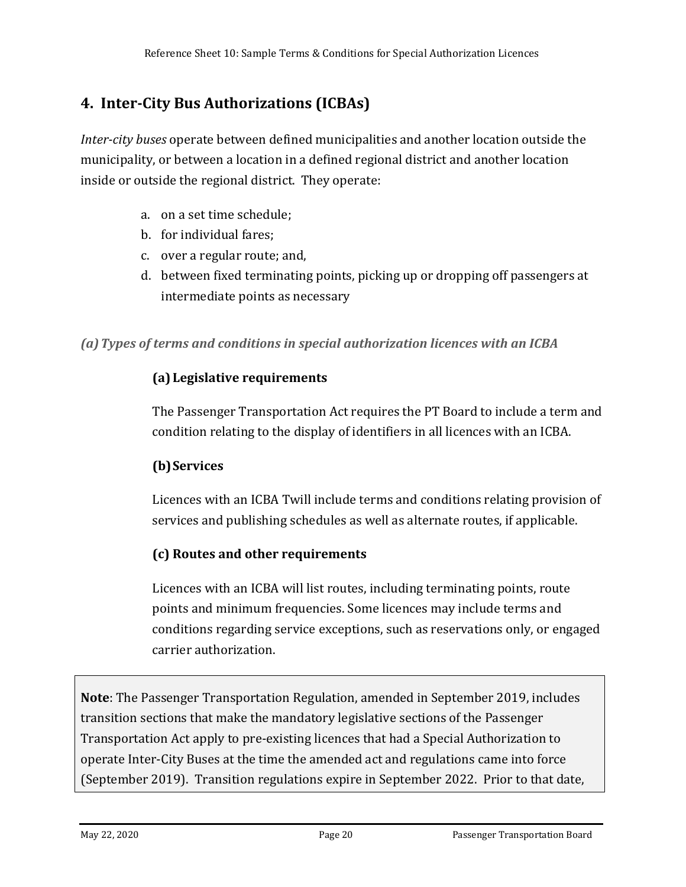## 4. Inter-City Bus Authorizations (ICBAs)

*Inter-city buses* operate between defined municipalities and another location outside the municipality, or between a location in a defined regional district and another location inside or outside the regional district. They operate:

a. on a set time schedule;
b. for individual fares;
c. over a regular route; and,
d. between fixed terminating points, picking up or dropping off passengers at intermediate points as necessary

### *(a) Types of terms and conditions in special authorization licences with an ICBA*

#### (a) Legislative requirements

The Passenger Transportation Act requires the PT Board to include a term and condition relating to the display of identifiers in all licences with an ICBA.

#### (b) Services

Licences with an ICBA Twill include terms and conditions relating provision of services and publishing schedules as well as alternate routes, if applicable.

#### (c) Routes and other requirements

Licences with an ICBA will list routes, including terminating points, route points and minimum frequencies. Some licences may include terms and conditions regarding service exceptions, such as reservations only, or engaged carrier authorization.

> **Note**: The Passenger Transportation Regulation, amended in September 2019, includes transition sections that make the mandatory legislative sections of the Passenger Transportation Act apply to pre-existing licences that had a Special Authorization to operate Inter-City Buses at the time the amended act and regulations came into force (September 2019). Transition regulations expire in September 2022. Prior to that date,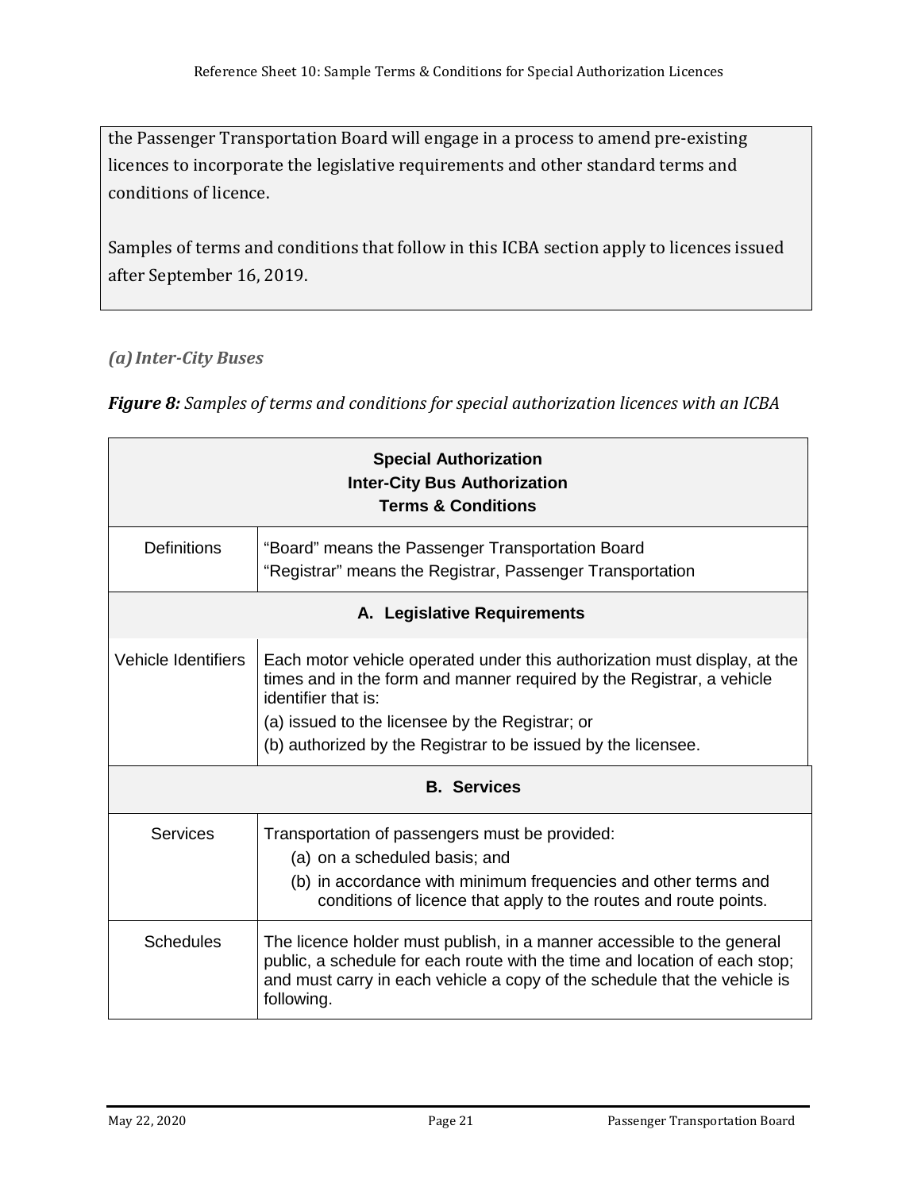the Passenger Transportation Board will engage in a process to amend pre-existing licences to incorporate the legislative requirements and other standard terms and conditions of licence.

Samples of terms and conditions that follow in this ICBA section apply to licences issued after September 16, 2019.

### *(a) Inter-City Buses*

***Figure 8:*** *Samples of terms and conditions for special authorization licences with an ICBA*

| **Special Authorization**<br>**Inter-City Bus Authorization**<br>**Terms & Conditions** | |
|---|---|
| Definitions | "Board" means the Passenger Transportation Board<br>"Registrar" means the Registrar, Passenger Transportation |
| **A. Legislative Requirements** | |
| Vehicle Identifiers | Each motor vehicle operated under this authorization must display, at the times and in the form and manner required by the Registrar, a vehicle identifier that is:<br>(a) issued to the licensee by the Registrar; or<br>(b) authorized by the Registrar to be issued by the licensee. |
| **B. Services** | |
| Services | Transportation of passengers must be provided:<br>(a) on a scheduled basis; and<br>(b) in accordance with minimum frequencies and other terms and conditions of licence that apply to the routes and route points. |
| Schedules | The licence holder must publish, in a manner accessible to the general public, a schedule for each route with the time and location of each stop; and must carry in each vehicle a copy of the schedule that the vehicle is following. |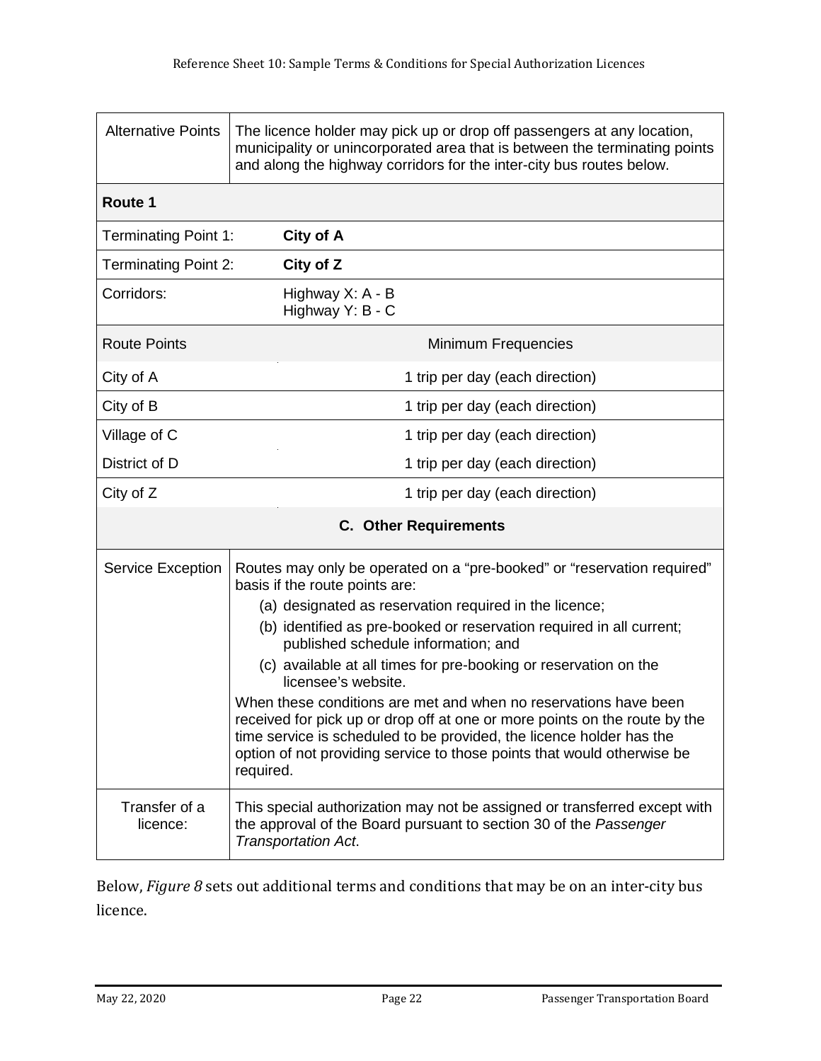| Alternative Points | The licence holder may pick up or drop off passengers at any location, municipality or unincorporated area that is between the terminating points and along the highway corridors for the inter-city bus routes below. |
|---|---|
| **Route 1** | |
| Terminating Point 1: | **City of A** |
| Terminating Point 2: | **City of Z** |
| Corridors: | Highway X: A - B<br>Highway Y: B - C |
| Route Points | Minimum Frequencies |
| City of A | 1 trip per day (each direction) |
| City of B | 1 trip per day (each direction) |
| Village of C | 1 trip per day (each direction) |
| District of D | 1 trip per day (each direction) |
| City of Z | 1 trip per day (each direction) |
| **C. Other Requirements** | |
| Service Exception | Routes may only be operated on a "pre-booked" or "reservation required" basis if the route points are:<br>(a) designated as reservation required in the licence;<br>(b) identified as pre-booked or reservation required in all current; published schedule information; and<br>(c) available at all times for pre-booking or reservation on the licensee's website.<br>When these conditions are met and when no reservations have been received for pick up or drop off at one or more points on the route by the time service is scheduled to be provided, the licence holder has the option of not providing service to those points that would otherwise be required. |
| Transfer of a licence: | This special authorization may not be assigned or transferred except with the approval of the Board pursuant to section 30 of the *Passenger Transportation Act*. |

Below, *Figure 8* sets out additional terms and conditions that may be on an inter-city bus licence.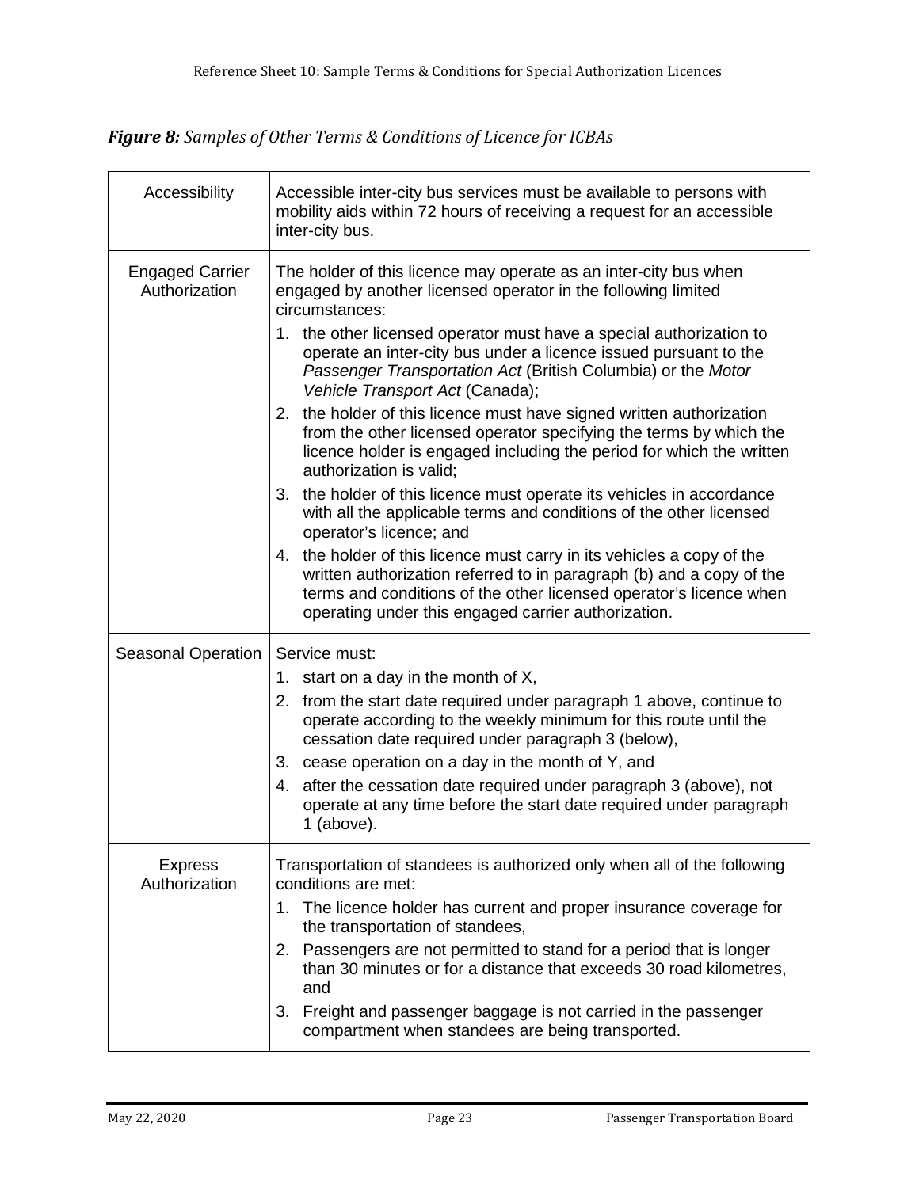*__Figure 8:__ Samples of Other Terms & Conditions of Licence for ICBAs*

| | |
|---|---|
| Accessibility | Accessible inter-city bus services must be available to persons with mobility aids within 72 hours of receiving a request for an accessible inter-city bus. |
| Engaged Carrier Authorization | The holder of this licence may operate as an inter-city bus when engaged by another licensed operator in the following limited circumstances:<br>1. the other licensed operator must have a special authorization to operate an inter-city bus under a licence issued pursuant to the *Passenger Transportation Act* (British Columbia) or the *Motor Vehicle Transport Act* (Canada);<br>2. the holder of this licence must have signed written authorization from the other licensed operator specifying the terms by which the licence holder is engaged including the period for which the written authorization is valid;<br>3. the holder of this licence must operate its vehicles in accordance with all the applicable terms and conditions of the other licensed operator's licence; and<br>4. the holder of this licence must carry in its vehicles a copy of the written authorization referred to in paragraph (b) and a copy of the terms and conditions of the other licensed operator's licence when operating under this engaged carrier authorization. |
| Seasonal Operation | Service must:<br>1. start on a day in the month of X,<br>2. from the start date required under paragraph 1 above, continue to operate according to the weekly minimum for this route until the cessation date required under paragraph 3 (below),<br>3. cease operation on a day in the month of Y, and<br>4. after the cessation date required under paragraph 3 (above), not operate at any time before the start date required under paragraph 1 (above). |
| Express Authorization | Transportation of standees is authorized only when all of the following conditions are met:<br>1. The licence holder has current and proper insurance coverage for the transportation of standees,<br>2. Passengers are not permitted to stand for a period that is longer than 30 minutes or for a distance that exceeds 30 road kilometres, and<br>3. Freight and passenger baggage is not carried in the passenger compartment when standees are being transported. |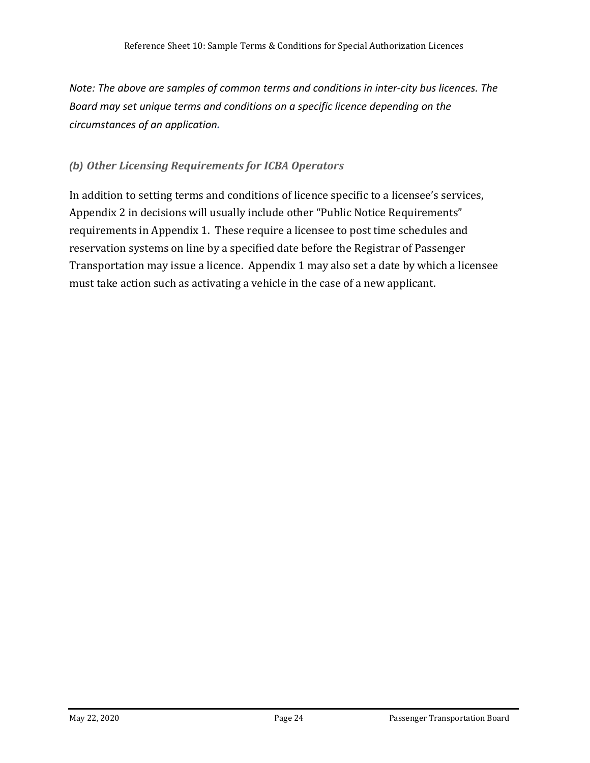*Note: The above are samples of common terms and conditions in inter-city bus licences. The Board may set unique terms and conditions on a specific licence depending on the circumstances of an application.*

### *(b) Other Licensing Requirements for ICBA Operators*

In addition to setting terms and conditions of licence specific to a licensee's services, Appendix 2 in decisions will usually include other "Public Notice Requirements" requirements in Appendix 1. These require a licensee to post time schedules and reservation systems on line by a specified date before the Registrar of Passenger Transportation may issue a licence. Appendix 1 may also set a date by which a licensee must take action such as activating a vehicle in the case of a new applicant.